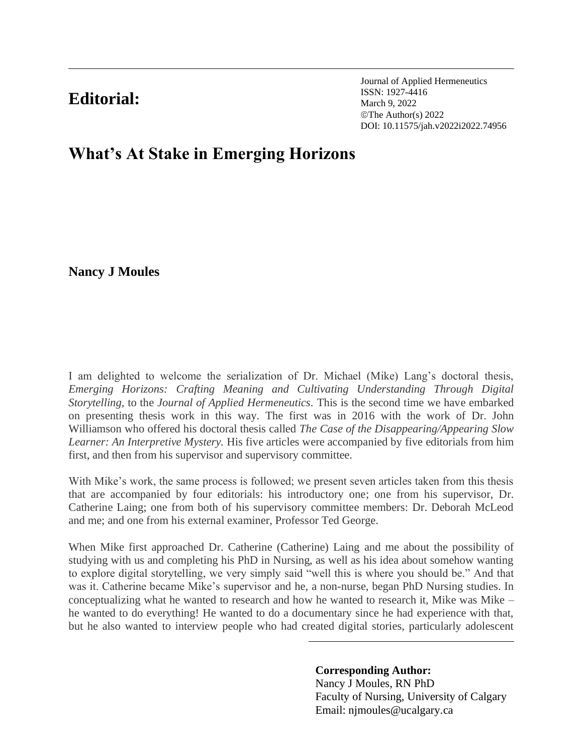# Editorial:

Journal of Applied Hermeneutics
ISSN: 1927-4416
March 9, 2022
©The Author(s) 2022
DOI: 10.11575/jah.v2022i2022.74956

# What's At Stake in Emerging Horizons

**Nancy J Moules**

I am delighted to welcome the serialization of Dr. Michael (Mike) Lang's doctoral thesis, *Emerging Horizons: Crafting Meaning and Cultivating Understanding Through Digital Storytelling*, to the *Journal of Applied Hermeneutics*. This is the second time we have embarked on presenting thesis work in this way. The first was in 2016 with the work of Dr. John Williamson who offered his doctoral thesis called *The Case of the Disappearing/Appearing Slow Learner: An Interpretive Mystery.* His five articles were accompanied by five editorials from him first, and then from his supervisor and supervisory committee.

With Mike's work, the same process is followed; we present seven articles taken from this thesis that are accompanied by four editorials: his introductory one; one from his supervisor, Dr. Catherine Laing; one from both of his supervisory committee members: Dr. Deborah McLeod and me; and one from his external examiner, Professor Ted George.

When Mike first approached Dr. Catherine (Catherine) Laing and me about the possibility of studying with us and completing his PhD in Nursing, as well as his idea about somehow wanting to explore digital storytelling, we very simply said "well this is where you should be." And that was it. Catherine became Mike's supervisor and he, a non-nurse, began PhD Nursing studies. In conceptualizing what he wanted to research and how he wanted to research it, Mike was Mike – he wanted to do everything! He wanted to do a documentary since he had experience with that, but he also wanted to interview people who had created digital stories, particularly adolescent

**Corresponding Author:**
Nancy J Moules, RN PhD
Faculty of Nursing, University of Calgary
Email: njmoules@ucalgary.ca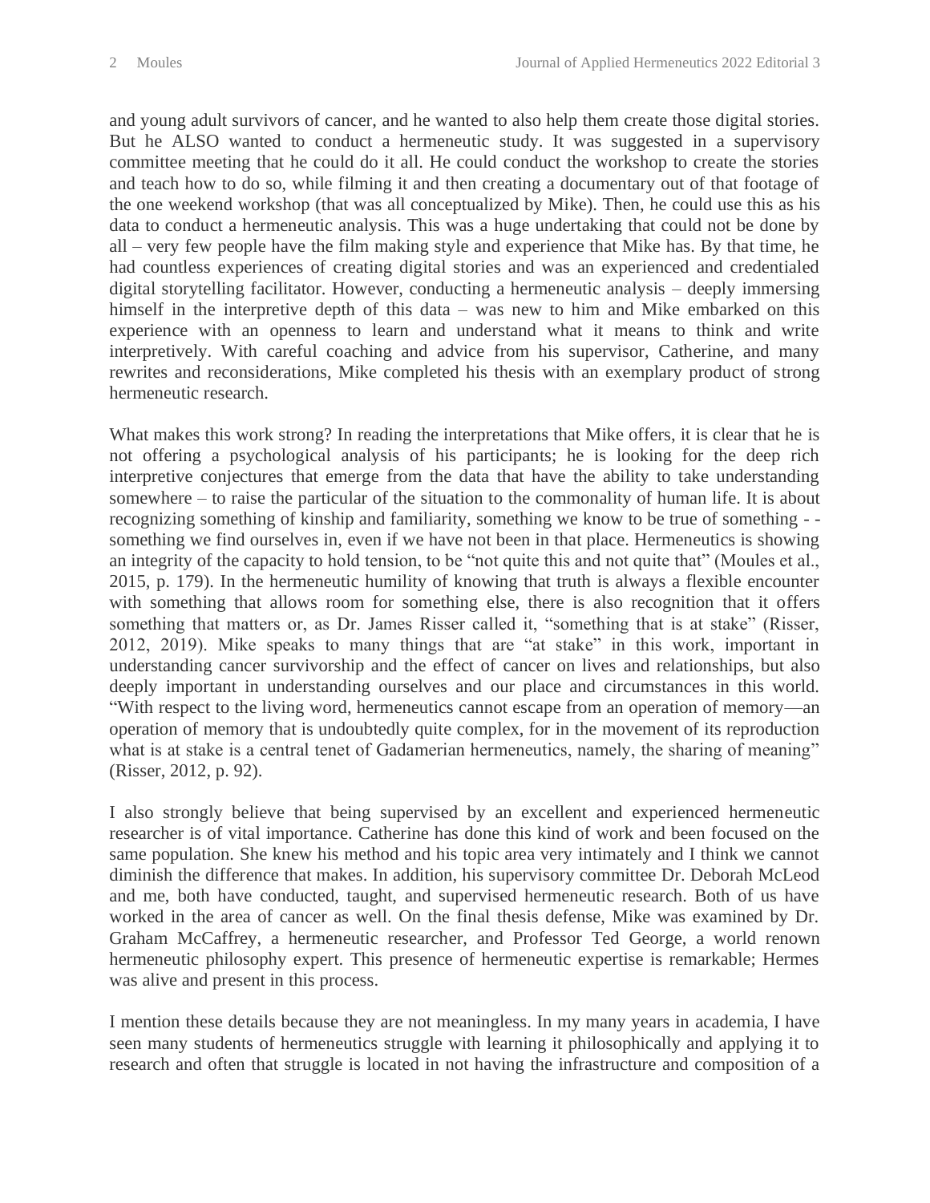and young adult survivors of cancer, and he wanted to also help them create those digital stories. But he ALSO wanted to conduct a hermeneutic study. It was suggested in a supervisory committee meeting that he could do it all. He could conduct the workshop to create the stories and teach how to do so, while filming it and then creating a documentary out of that footage of the one weekend workshop (that was all conceptualized by Mike). Then, he could use this as his data to conduct a hermeneutic analysis. This was a huge undertaking that could not be done by all – very few people have the film making style and experience that Mike has. By that time, he had countless experiences of creating digital stories and was an experienced and credentialed digital storytelling facilitator. However, conducting a hermeneutic analysis – deeply immersing himself in the interpretive depth of this data – was new to him and Mike embarked on this experience with an openness to learn and understand what it means to think and write interpretively. With careful coaching and advice from his supervisor, Catherine, and many rewrites and reconsiderations, Mike completed his thesis with an exemplary product of strong hermeneutic research.

What makes this work strong? In reading the interpretations that Mike offers, it is clear that he is not offering a psychological analysis of his participants; he is looking for the deep rich interpretive conjectures that emerge from the data that have the ability to take understanding somewhere – to raise the particular of the situation to the commonality of human life. It is about recognizing something of kinship and familiarity, something we know to be true of something - - something we find ourselves in, even if we have not been in that place. Hermeneutics is showing an integrity of the capacity to hold tension, to be "not quite this and not quite that" (Moules et al., 2015, p. 179). In the hermeneutic humility of knowing that truth is always a flexible encounter with something that allows room for something else, there is also recognition that it offers something that matters or, as Dr. James Risser called it, "something that is at stake" (Risser, 2012, 2019). Mike speaks to many things that are "at stake" in this work, important in understanding cancer survivorship and the effect of cancer on lives and relationships, but also deeply important in understanding ourselves and our place and circumstances in this world. "With respect to the living word, hermeneutics cannot escape from an operation of memory—an operation of memory that is undoubtedly quite complex, for in the movement of its reproduction what is at stake is a central tenet of Gadamerian hermeneutics, namely, the sharing of meaning" (Risser, 2012, p. 92).

I also strongly believe that being supervised by an excellent and experienced hermeneutic researcher is of vital importance. Catherine has done this kind of work and been focused on the same population. She knew his method and his topic area very intimately and I think we cannot diminish the difference that makes. In addition, his supervisory committee Dr. Deborah McLeod and me, both have conducted, taught, and supervised hermeneutic research. Both of us have worked in the area of cancer as well. On the final thesis defense, Mike was examined by Dr. Graham McCaffrey, a hermeneutic researcher, and Professor Ted George, a world renown hermeneutic philosophy expert. This presence of hermeneutic expertise is remarkable; Hermes was alive and present in this process.

I mention these details because they are not meaningless. In my many years in academia, I have seen many students of hermeneutics struggle with learning it philosophically and applying it to research and often that struggle is located in not having the infrastructure and composition of a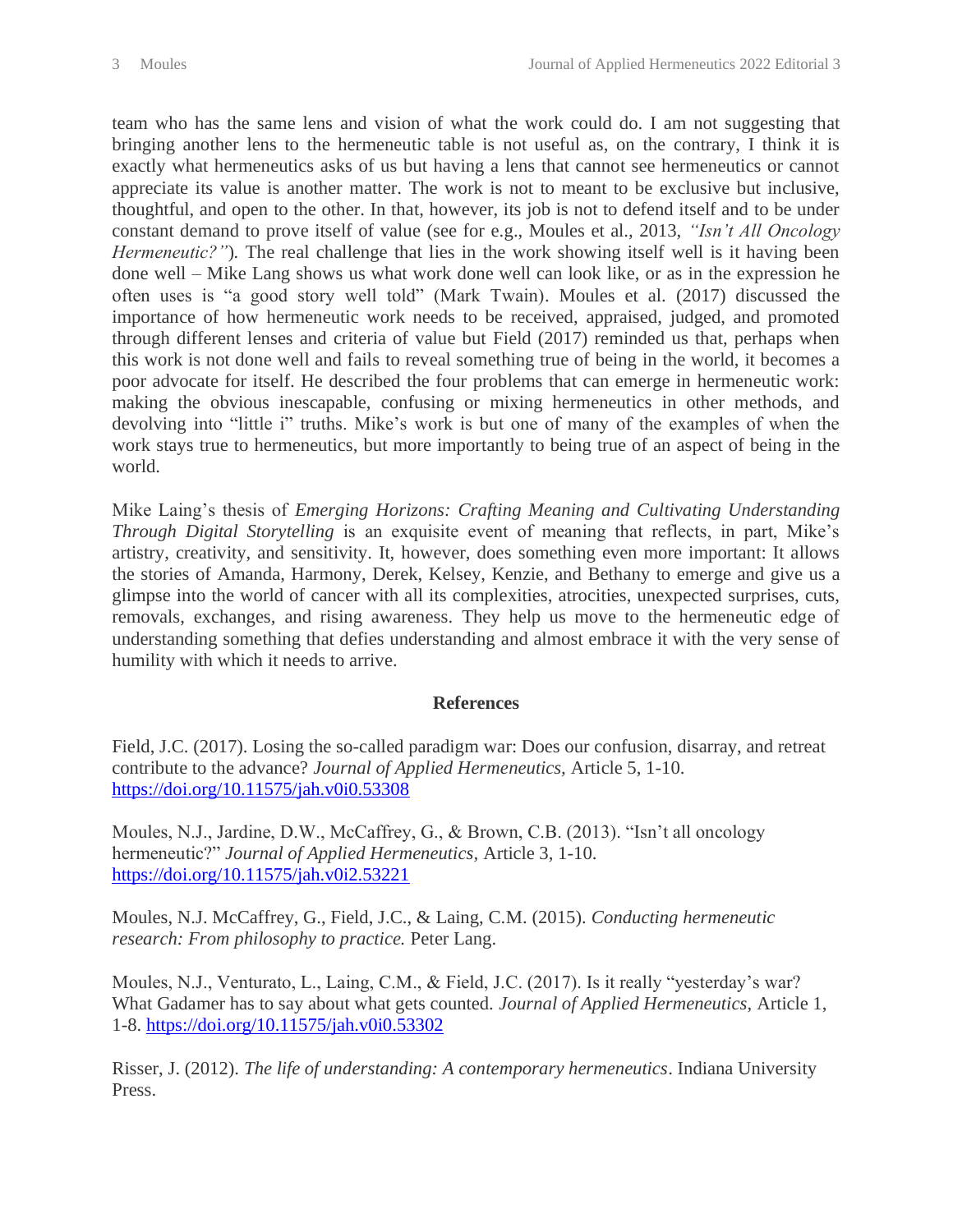team who has the same lens and vision of what the work could do. I am not suggesting that bringing another lens to the hermeneutic table is not useful as, on the contrary, I think it is exactly what hermeneutics asks of us but having a lens that cannot see hermeneutics or cannot appreciate its value is another matter. The work is not to meant to be exclusive but inclusive, thoughtful, and open to the other. In that, however, its job is not to defend itself and to be under constant demand to prove itself of value (see for e.g., Moules et al., 2013, *"Isn't All Oncology Hermeneutic?"*). The real challenge that lies in the work showing itself well is it having been done well – Mike Lang shows us what work done well can look like, or as in the expression he often uses is "a good story well told" (Mark Twain). Moules et al. (2017) discussed the importance of how hermeneutic work needs to be received, appraised, judged, and promoted through different lenses and criteria of value but Field (2017) reminded us that, perhaps when this work is not done well and fails to reveal something true of being in the world, it becomes a poor advocate for itself. He described the four problems that can emerge in hermeneutic work: making the obvious inescapable, confusing or mixing hermeneutics in other methods, and devolving into "little i" truths. Mike's work is but one of many of the examples of when the work stays true to hermeneutics, but more importantly to being true of an aspect of being in the world.

Mike Laing's thesis of *Emerging Horizons: Crafting Meaning and Cultivating Understanding Through Digital Storytelling* is an exquisite event of meaning that reflects, in part, Mike's artistry, creativity, and sensitivity. It, however, does something even more important: It allows the stories of Amanda, Harmony, Derek, Kelsey, Kenzie, and Bethany to emerge and give us a glimpse into the world of cancer with all its complexities, atrocities, unexpected surprises, cuts, removals, exchanges, and rising awareness. They help us move to the hermeneutic edge of understanding something that defies understanding and almost embrace it with the very sense of humility with which it needs to arrive.

## References

Field, J.C. (2017). Losing the so-called paradigm war: Does our confusion, disarray, and retreat contribute to the advance? *Journal of Applied Hermeneutics*, Article 5, 1-10. https://doi.org/10.11575/jah.v0i0.53308

Moules, N.J., Jardine, D.W., McCaffrey, G., & Brown, C.B. (2013). "Isn't all oncology hermeneutic?" *Journal of Applied Hermeneutics*, Article 3, 1-10. https://doi.org/10.11575/jah.v0i2.53221

Moules, N.J. McCaffrey, G., Field, J.C., & Laing, C.M. (2015). *Conducting hermeneutic research: From philosophy to practice.* Peter Lang.

Moules, N.J., Venturato, L., Laing, C.M., & Field, J.C. (2017). Is it really "yesterday's war? What Gadamer has to say about what gets counted. *Journal of Applied Hermeneutics*, Article 1, 1-8. https://doi.org/10.11575/jah.v0i0.53302

Risser, J. (2012). *The life of understanding: A contemporary hermeneutics*. Indiana University Press.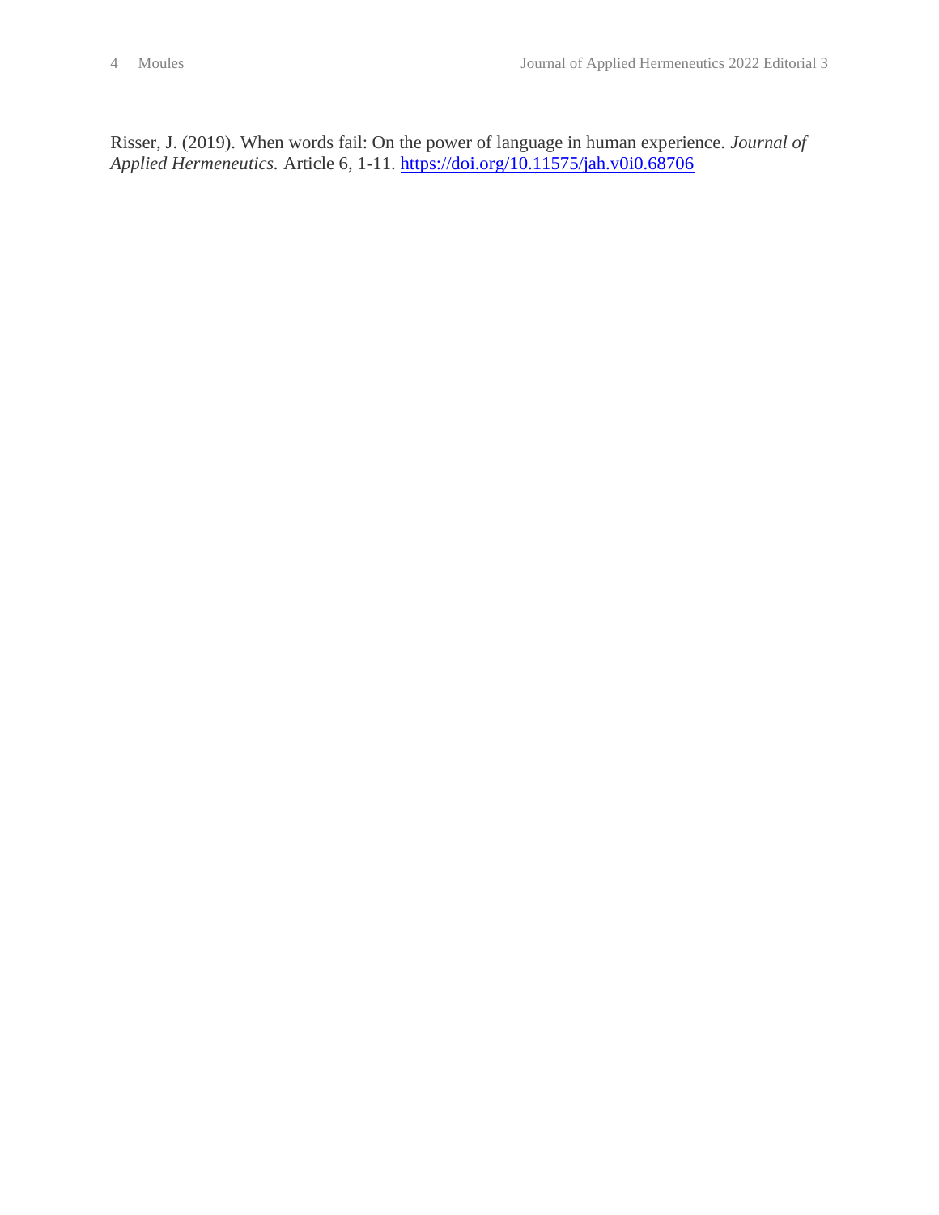Risser, J. (2019). When words fail: On the power of language in human experience. *Journal of Applied Hermeneutics.* Article 6, 1-11. https://doi.org/10.11575/jah.v0i0.68706